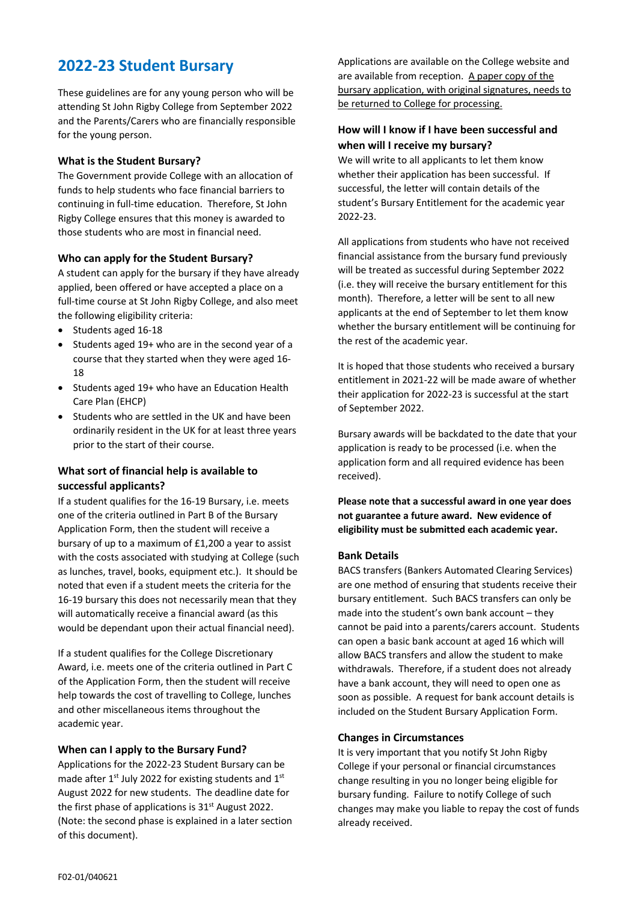# 2022-23 Student Bursary

These guidelines are for any young person who will be attending St John Rigby College from September 2022 and the Parents/Carers who are financially responsible for the young person.

### What is the Student Bursary?

The Government provide College with an allocation of funds to help students who face financial barriers to continuing in full-time education. Therefore, St John Rigby College ensures that this money is awarded to those students who are most in financial need.

### Who can apply for the Student Bursary?

A student can apply for the bursary if they have already applied, been offered or have accepted a place on a full-time course at St John Rigby College, and also meet the following eligibility criteria:

- Students aged 16-18
- Students aged 19+ who are in the second year of a course that they started when they were aged 16-18
- Students aged 19+ who have an Education Health Care Plan (EHCP)
- Students who are settled in the UK and have been ordinarily resident in the UK for at least three years prior to the start of their course.

### What sort of financial help is available to successful applicants?

If a student qualifies for the 16-19 Bursary, i.e. meets one of the criteria outlined in Part B of the Bursary Application Form, then the student will receive a bursary of up to a maximum of £1,200 a year to assist with the costs associated with studying at College (such as lunches, travel, books, equipment etc.). It should be noted that even if a student meets the criteria for the 16-19 bursary this does not necessarily mean that they will automatically receive a financial award (as this would be dependant upon their actual financial need).

If a student qualifies for the College Discretionary Award, i.e. meets one of the criteria outlined in Part C of the Application Form, then the student will receive help towards the cost of travelling to College, lunches and other miscellaneous items throughout the academic year.

### When can I apply to the Bursary Fund?

Applications for the 2022-23 Student Bursary can be made after 1st July 2022 for existing students and 1st August 2022 for new students. The deadline date for the first phase of applications is 31st August 2022. (Note: the second phase is explained in a later section of this document).

Applications are available on the College website and are available from reception. <u>A paper copy of the bursary application, with original signatures, needs to be returned to College for processing.</u>

### How will I know if I have been successful and when will I receive my bursary?

We will write to all applicants to let them know whether their application has been successful. If successful, the letter will contain details of the student's Bursary Entitlement for the academic year 2022-23.

All applications from students who have not received financial assistance from the bursary fund previously will be treated as successful during September 2022 (i.e. they will receive the bursary entitlement for this month). Therefore, a letter will be sent to all new applicants at the end of September to let them know whether the bursary entitlement will be continuing for the rest of the academic year.

It is hoped that those students who received a bursary entitlement in 2021-22 will be made aware of whether their application for 2022-23 is successful at the start of September 2022.

Bursary awards will be backdated to the date that your application is ready to be processed (i.e. when the application form and all required evidence has been received).

**Please note that a successful award in one year does not guarantee a future award. New evidence of eligibility must be submitted each academic year.**

### Bank Details

BACS transfers (Bankers Automated Clearing Services) are one method of ensuring that students receive their bursary entitlement. Such BACS transfers can only be made into the student's own bank account – they cannot be paid into a parents/carers account. Students can open a basic bank account at aged 16 which will allow BACS transfers and allow the student to make withdrawals. Therefore, if a student does not already have a bank account, they will need to open one as soon as possible. A request for bank account details is included on the Student Bursary Application Form.

### Changes in Circumstances

It is very important that you notify St John Rigby College if your personal or financial circumstances change resulting in you no longer being eligible for bursary funding. Failure to notify College of such changes may make you liable to repay the cost of funds already received.

F02-01/040621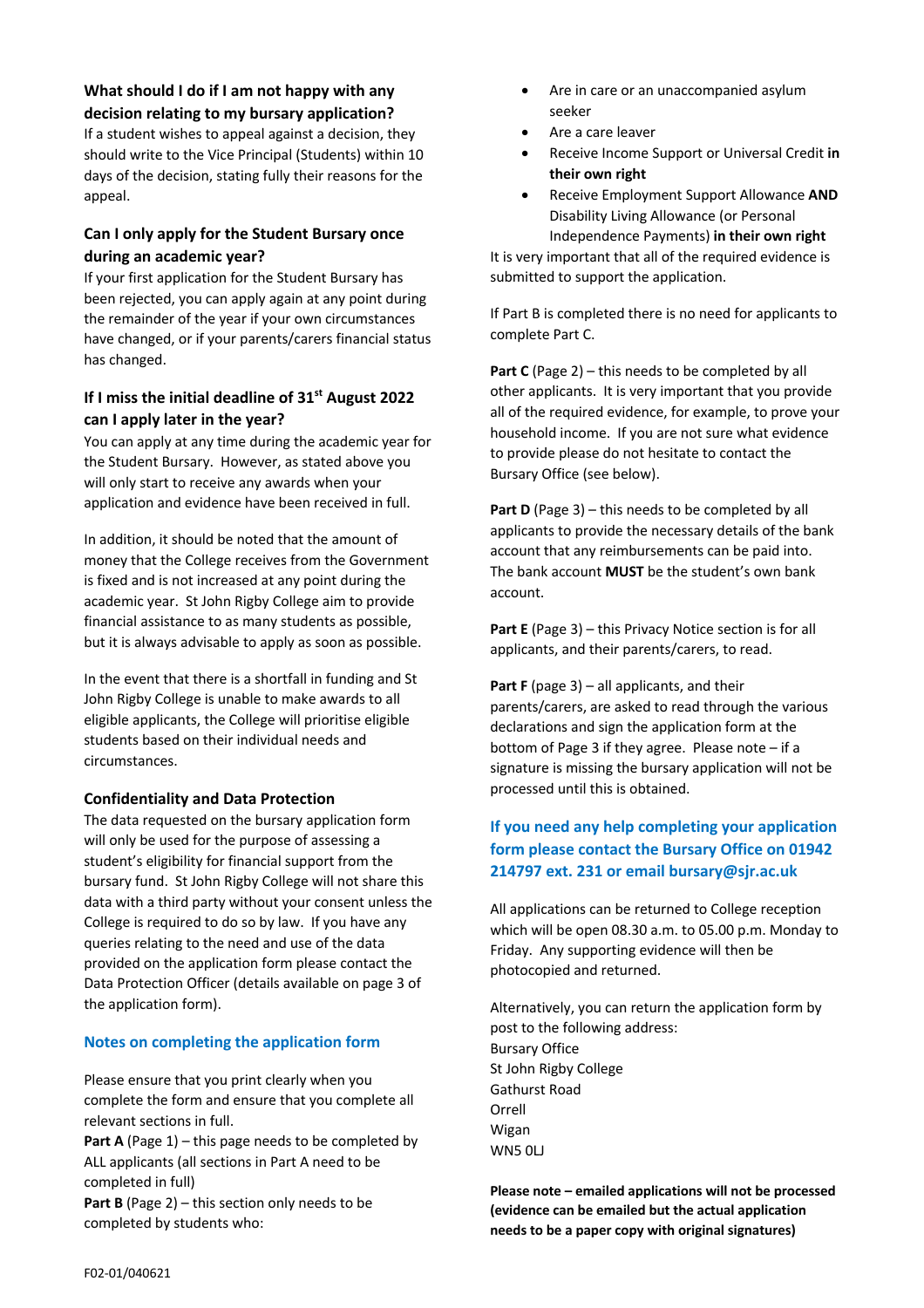### What should I do if I am not happy with any decision relating to my bursary application?

If a student wishes to appeal against a decision, they should write to the Vice Principal (Students) within 10 days of the decision, stating fully their reasons for the appeal.

### Can I only apply for the Student Bursary once during an academic year?

If your first application for the Student Bursary has been rejected, you can apply again at any point during the remainder of the year if your own circumstances have changed, or if your parents/carers financial status has changed.

### If I miss the initial deadline of 31st August 2022 can I apply later in the year?

You can apply at any time during the academic year for the Student Bursary. However, as stated above you will only start to receive any awards when your application and evidence have been received in full.

In addition, it should be noted that the amount of money that the College receives from the Government is fixed and is not increased at any point during the academic year. St John Rigby College aim to provide financial assistance to as many students as possible, but it is always advisable to apply as soon as possible.

In the event that there is a shortfall in funding and St John Rigby College is unable to make awards to all eligible applicants, the College will prioritise eligible students based on their individual needs and circumstances.

### Confidentiality and Data Protection

The data requested on the bursary application form will only be used for the purpose of assessing a student's eligibility for financial support from the bursary fund. St John Rigby College will not share this data with a third party without your consent unless the College is required to do so by law. If you have any queries relating to the need and use of the data provided on the application form please contact the Data Protection Officer (details available on page 3 of the application form).

## Notes on completing the application form

Please ensure that you print clearly when you complete the form and ensure that you complete all relevant sections in full.

**Part A** (Page 1) – this page needs to be completed by ALL applicants (all sections in Part A need to be completed in full)

**Part B** (Page 2) – this section only needs to be completed by students who:

- Are in care or an unaccompanied asylum seeker
- Are a care leaver
- Receive Income Support or Universal Credit **in their own right**
- Receive Employment Support Allowance **AND** Disability Living Allowance (or Personal Independence Payments) **in their own right**

It is very important that all of the required evidence is submitted to support the application.

If Part B is completed there is no need for applicants to complete Part C.

**Part C** (Page 2) – this needs to be completed by all other applicants. It is very important that you provide all of the required evidence, for example, to prove your household income. If you are not sure what evidence to provide please do not hesitate to contact the Bursary Office (see below).

**Part D** (Page 3) – this needs to be completed by all applicants to provide the necessary details of the bank account that any reimbursements can be paid into. The bank account **MUST** be the student's own bank account.

**Part E** (Page 3) – this Privacy Notice section is for all applicants, and their parents/carers, to read.

**Part F** (page 3) – all applicants, and their parents/carers, are asked to read through the various declarations and sign the application form at the bottom of Page 3 if they agree. Please note – if a signature is missing the bursary application will not be processed until this is obtained.

### If you need any help completing your application form please contact the Bursary Office on 01942 214797 ext. 231 or email bursary@sjr.ac.uk

All applications can be returned to College reception which will be open 08.30 a.m. to 05.00 p.m. Monday to Friday. Any supporting evidence will then be photocopied and returned.

Alternatively, you can return the application form by post to the following address:
Bursary Office
St John Rigby College
Gathurst Road
Orrell
Wigan
WN5 0LJ

**Please note – emailed applications will not be processed (evidence can be emailed but the actual application needs to be a paper copy with original signatures)**

F02-01/040621